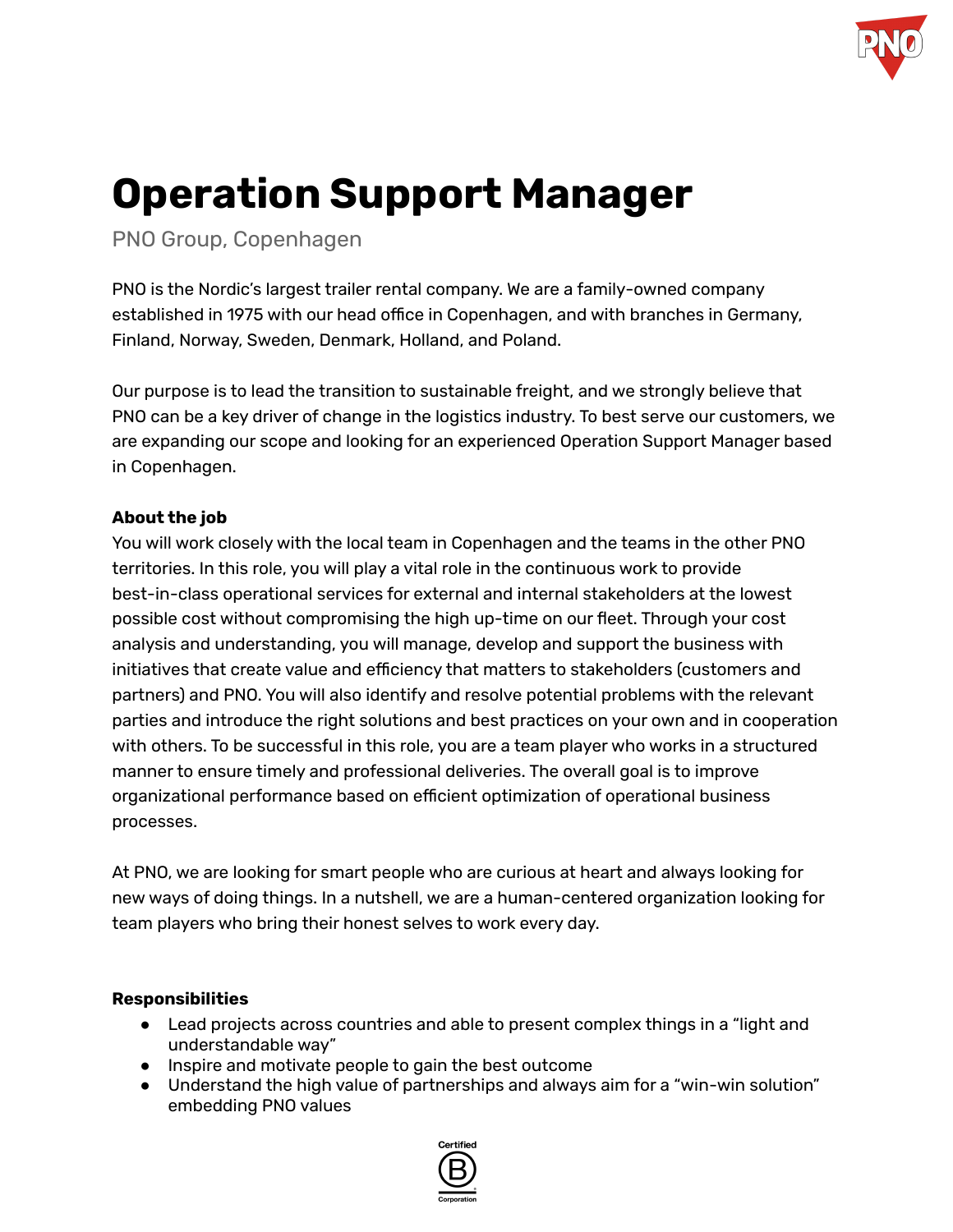# Operation Support Manager

PNO Group, Copenhagen

PNO is the Nordic's largest trailer rental company. We are a family-owned company established in 1975 with our head office in Copenhagen, and with branches in Germany, Finland, Norway, Sweden, Denmark, Holland, and Poland.

Our purpose is to lead the transition to sustainable freight, and we strongly believe that PNO can be a key driver of change in the logistics industry. To best serve our customers, we are expanding our scope and looking for an experienced Operation Support Manager based in Copenhagen.

**About the job**

You will work closely with the local team in Copenhagen and the teams in the other PNO territories. In this role, you will play a vital role in the continuous work to provide best-in-class operational services for external and internal stakeholders at the lowest possible cost without compromising the high up-time on our fleet. Through your cost analysis and understanding, you will manage, develop and support the business with initiatives that create value and efficiency that matters to stakeholders (customers and partners) and PNO. You will also identify and resolve potential problems with the relevant parties and introduce the right solutions and best practices on your own and in cooperation with others. To be successful in this role, you are a team player who works in a structured manner to ensure timely and professional deliveries. The overall goal is to improve organizational performance based on efficient optimization of operational business processes.

At PNO, we are looking for smart people who are curious at heart and always looking for new ways of doing things. In a nutshell, we are a human-centered organization looking for team players who bring their honest selves to work every day.

**Responsibilities**

- Lead projects across countries and able to present complex things in a "light and understandable way"
- Inspire and motivate people to gain the best outcome
- Understand the high value of partnerships and always aim for a "win-win solution" embedding PNO values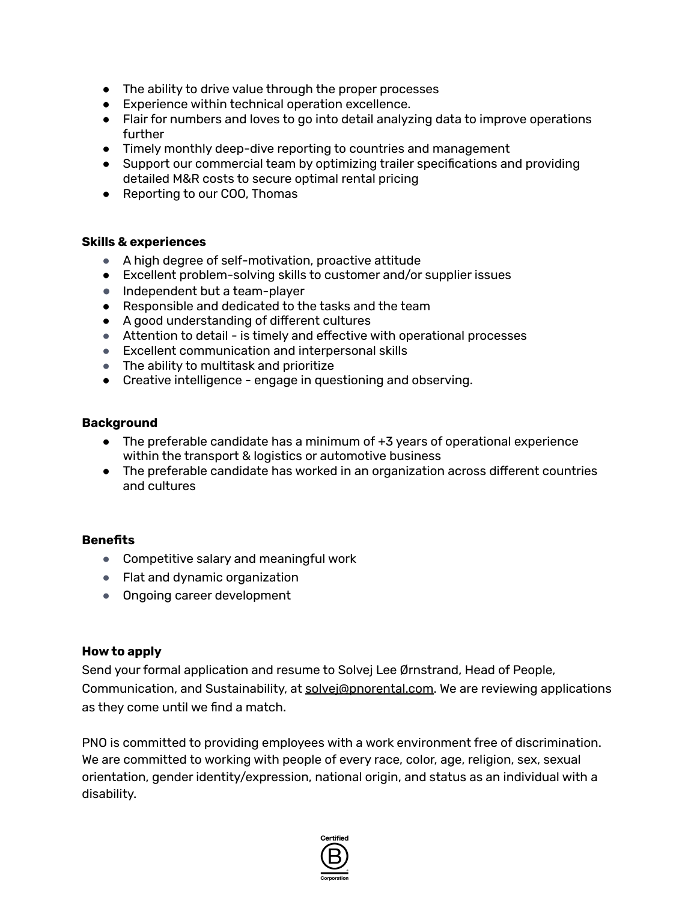- The ability to drive value through the proper processes
- Experience within technical operation excellence.
- Flair for numbers and loves to go into detail analyzing data to improve operations further
- Timely monthly deep-dive reporting to countries and management
- Support our commercial team by optimizing trailer specifications and providing detailed M&R costs to secure optimal rental pricing
- Reporting to our COO, Thomas

**Skills & experiences**

- A high degree of self-motivation, proactive attitude
- Excellent problem-solving skills to customer and/or supplier issues
- Independent but a team-player
- Responsible and dedicated to the tasks and the team
- A good understanding of different cultures
- Attention to detail - is timely and effective with operational processes
- Excellent communication and interpersonal skills
- The ability to multitask and prioritize
- Creative intelligence - engage in questioning and observing.

**Background**

- The preferable candidate has a minimum of +3 years of operational experience within the transport & logistics or automotive business
- The preferable candidate has worked in an organization across different countries and cultures

**Benefits**

- Competitive salary and meaningful work
- Flat and dynamic organization
- Ongoing career development

**How to apply**

Send your formal application and resume to Solvej Lee Ørnstrand, Head of People, Communication, and Sustainability, at solvej@pnorental.com. We are reviewing applications as they come until we find a match.

PNO is committed to providing employees with a work environment free of discrimination. We are committed to working with people of every race, color, age, religion, sex, sexual orientation, gender identity/expression, national origin, and status as an individual with a disability.

Certified B Corporation